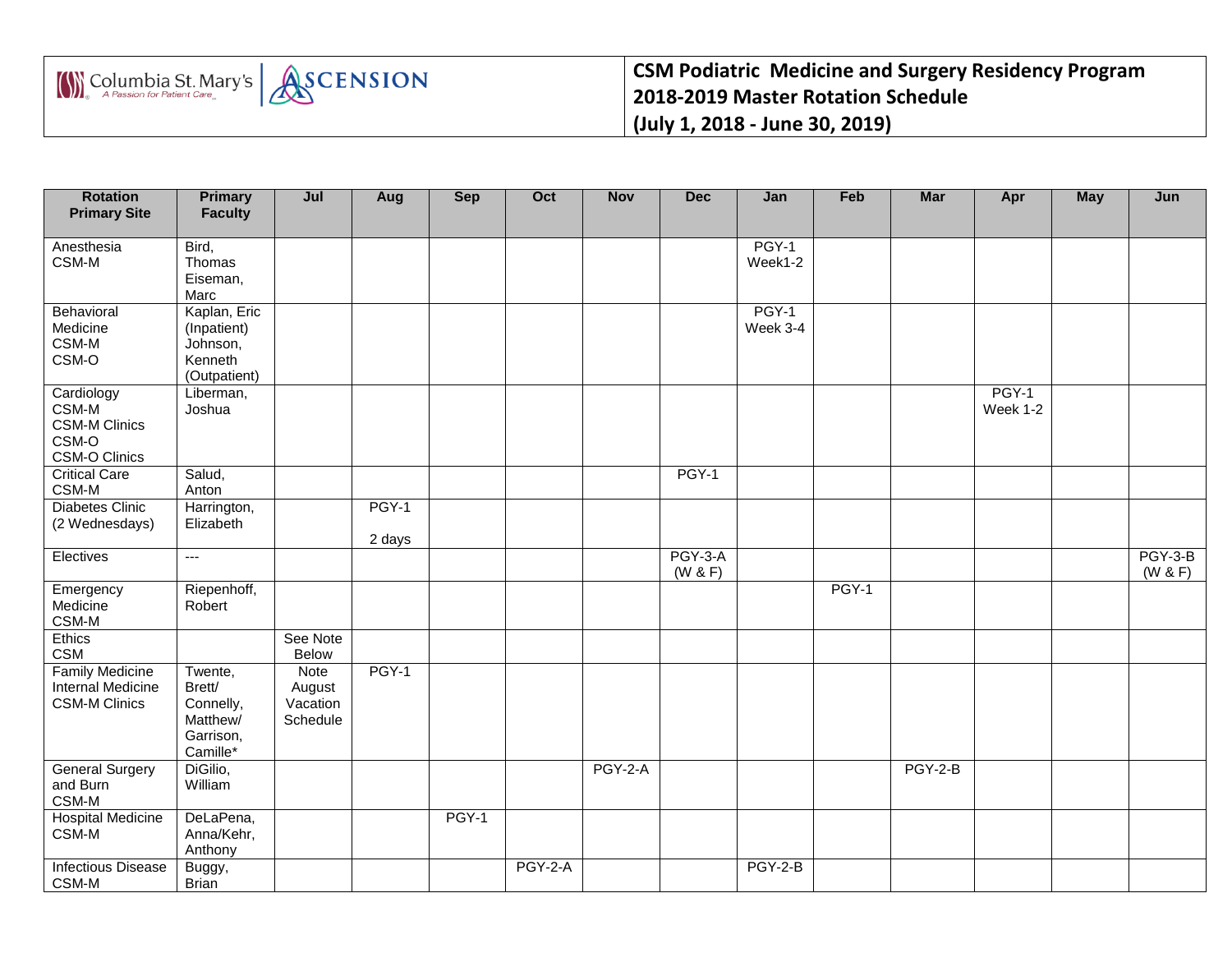# CSM Podiatric Medicine and Surgery Residency Program
## 2018-2019 Master Rotation Schedule
### (July 1, 2018 - June 30, 2019)

| Rotation Primary Site | Primary Faculty | Jul | Aug | Sep | Oct | Nov | Dec | Jan | Feb | Mar | Apr | May | Jun |
|---|---|---|---|---|---|---|---|---|---|---|---|---|---|
| Anesthesia CSM-M | Bird, Thomas Eiseman, Marc | | | | | | | PGY-1 Week1-2 | | | | | |
| Behavioral Medicine CSM-M CSM-O | Kaplan, Eric (Inpatient) Johnson, Kenneth (Outpatient) | | | | | | | PGY-1 Week 3-4 | | | | | |
| Cardiology CSM-M CSM-M Clinics CSM-O CSM-O Clinics | Liberman, Joshua | | | | | | | | | | PGY-1 Week 1-2 | | |
| Critical Care CSM-M | Salud, Anton | | | | | | PGY-1 | | | | | | |
| Diabetes Clinic (2 Wednesdays) | Harrington, Elizabeth | | PGY-1 2 days | | | | | | | | | | |
| Electives | --- | | | | | | PGY-3-A (W & F) | | | | | | PGY-3-B (W & F) |
| Emergency Medicine CSM-M | Riepenhoff, Robert | | | | | | | | PGY-1 | | | | |
| Ethics CSM | | See Note Below | | | | | | | | | | | |
| Family Medicine Internal Medicine CSM-M Clinics | Twente, Brett/ Connelly, Matthew/ Garrison, Camille* | Note August Vacation Schedule | PGY-1 | | | | | | | | | | |
| General Surgery and Burn CSM-M | DiGilio, William | | | | | PGY-2-A | | | | PGY-2-B | | | |
| Hospital Medicine CSM-M | DeLaPena, Anna/Kehr, Anthony | | | PGY-1 | | | | | | | | | |
| Infectious Disease CSM-M | Buggy, Brian | | | | PGY-2-A | | | PGY-2-B | | | | | |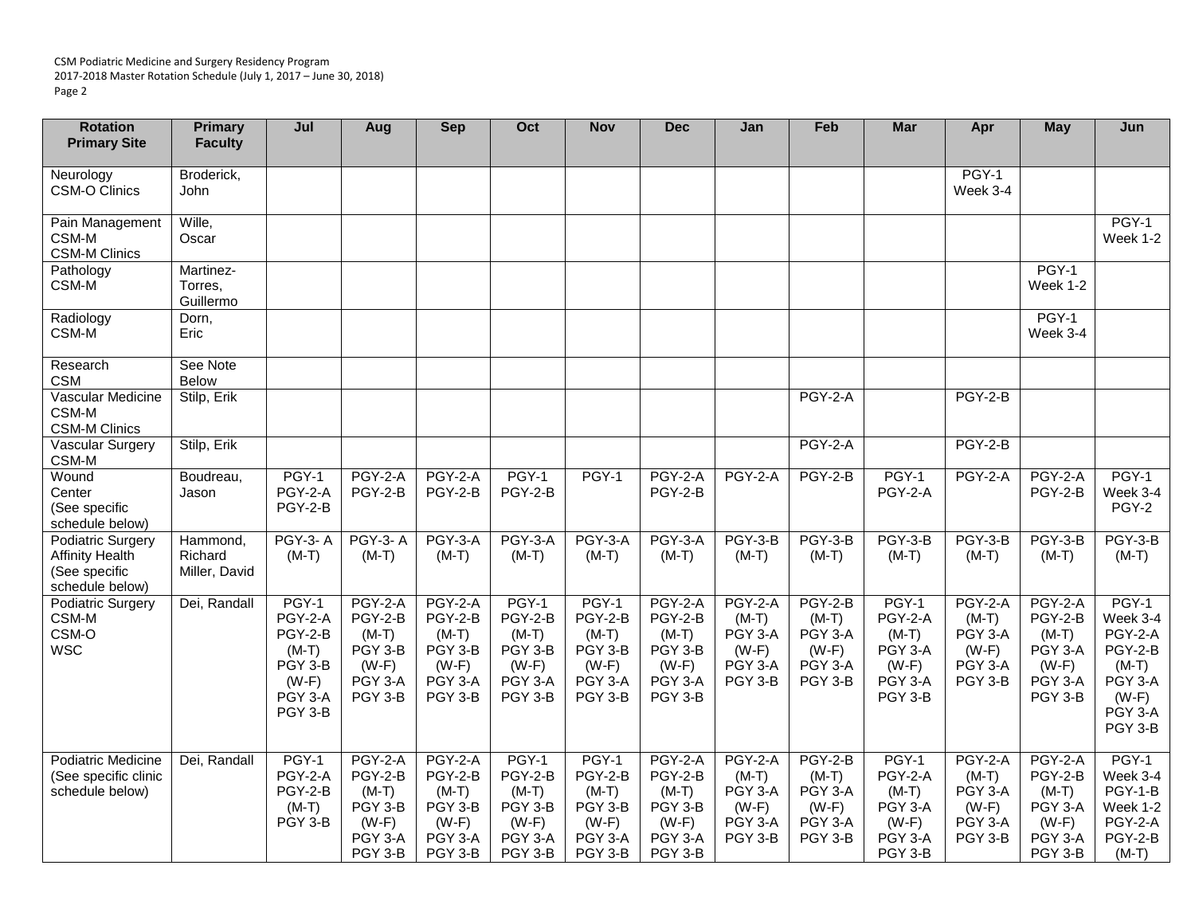CSM Podiatric Medicine and Surgery Residency Program
2017-2018 Master Rotation Schedule (July 1, 2017 – June 30, 2018)

| Rotation Primary Site | Primary Faculty | Jul | Aug | Sep | Oct | Nov | Dec | Jan | Feb | Mar | Apr | May | Jun |
|---|---|---|---|---|---|---|---|---|---|---|---|---|---|
| Neurology CSM-O Clinics | Broderick, John | | | | | | | | | | PGY-1 Week 3-4 | | |
| Pain Management CSM-M CSM-M Clinics | Wille, Oscar | | | | | | | | | | | | PGY-1 Week 1-2 |
| Pathology CSM-M | Martinez-Torres, Guillermo | | | | | | | | | | | PGY-1 Week 1-2 | |
| Radiology CSM-M | Dorn, Eric | | | | | | | | | | | PGY-1 Week 3-4 | |
| Research CSM | See Note Below | | | | | | | | | | | | |
| Vascular Medicine CSM-M CSM-M Clinics | Stilp, Erik | | | | | | | | PGY-2-A | | PGY-2-B | | |
| Vascular Surgery CSM-M | Stilp, Erik | | | | | | | | PGY-2-A | | PGY-2-B | | |
| Wound Center (See specific schedule below) | Boudreau, Jason | PGY-1 PGY-2-A PGY-2-B | PGY-2-A PGY-2-B | PGY-2-A PGY-2-B | PGY-1 PGY-2-B | PGY-1 | PGY-2-A PGY-2-B | PGY-2-A | PGY-2-B | PGY-1 PGY-2-A | PGY-2-A | PGY-2-A PGY-2-B | PGY-1 Week 3-4 PGY-2 |
| Podiatric Surgery Affinity Health (See specific schedule below) | Hammond, Richard Miller, David | PGY-3- A (M-T) | PGY-3- A (M-T) | PGY-3-A (M-T) | PGY-3-A (M-T) | PGY-3-A (M-T) | PGY-3-A (M-T) | PGY-3-B (M-T) | PGY-3-B (M-T) | PGY-3-B (M-T) | PGY-3-B (M-T) | PGY-3-B (M-T) | PGY-3-B (M-T) |
| Podiatric Surgery CSM-M CSM-O WSC | Dei, Randall | PGY-1 PGY-2-A PGY-2-B (M-T) PGY 3-B (W-F) PGY 3-A PGY 3-B | PGY-2-A PGY-2-B (M-T) PGY 3-B (W-F) PGY 3-A PGY 3-B | PGY-2-A PGY-2-B (M-T) PGY 3-B (W-F) PGY 3-A PGY 3-B | PGY-1 PGY-2-B (M-T) PGY 3-B (W-F) PGY 3-A PGY 3-B | PGY-1 PGY-2-B (M-T) PGY 3-B (W-F) PGY 3-A PGY 3-B | PGY-2-A PGY-2-B (M-T) PGY 3-B (W-F) PGY 3-A PGY 3-B | PGY-2-A (M-T) PGY 3-A (W-F) PGY 3-A PGY 3-B | PGY-2-B (M-T) PGY 3-A (W-F) PGY 3-A PGY 3-B | PGY-1 PGY-2-A (M-T) PGY 3-A (W-F) PGY 3-A PGY 3-B | PGY-2-A (M-T) PGY 3-A (W-F) PGY 3-A PGY 3-B | PGY-2-A PGY-2-B (M-T) PGY 3-A (W-F) PGY 3-A PGY 3-B | PGY-1 Week 3-4 PGY-2-A PGY-2-B (M-T) PGY 3-A (W-F) PGY 3-A PGY 3-B |
| Podiatric Medicine (See specific clinic schedule below) | Dei, Randall | PGY-1 PGY-2-A PGY-2-B (M-T) PGY 3-B | PGY-2-A PGY-2-B (M-T) PGY 3-B (W-F) PGY 3-A PGY 3-B | PGY-2-A PGY-2-B (M-T) PGY 3-B (W-F) PGY 3-A PGY 3-B | PGY-1 PGY-2-B (M-T) PGY 3-B (W-F) PGY 3-A PGY 3-B | PGY-1 PGY-2-B (M-T) PGY 3-B (W-F) PGY 3-A PGY 3-B | PGY-2-A PGY-2-B (M-T) PGY 3-B (W-F) PGY 3-A PGY 3-B | PGY-2-A (M-T) PGY 3-A (W-F) PGY 3-A PGY 3-B | PGY-2-B (M-T) PGY 3-A (W-F) PGY 3-A PGY 3-B | PGY-1 PGY-2-A (M-T) PGY 3-A (W-F) PGY 3-A PGY 3-B | PGY-2-A (M-T) PGY 3-A (W-F) PGY 3-A PGY 3-B | PGY-2-A PGY-2-B (M-T) PGY 3-A (W-F) PGY 3-A PGY 3-B | PGY-1 Week 3-4 PGY-1-B Week 1-2 PGY-2-A PGY-2-B (M-T) |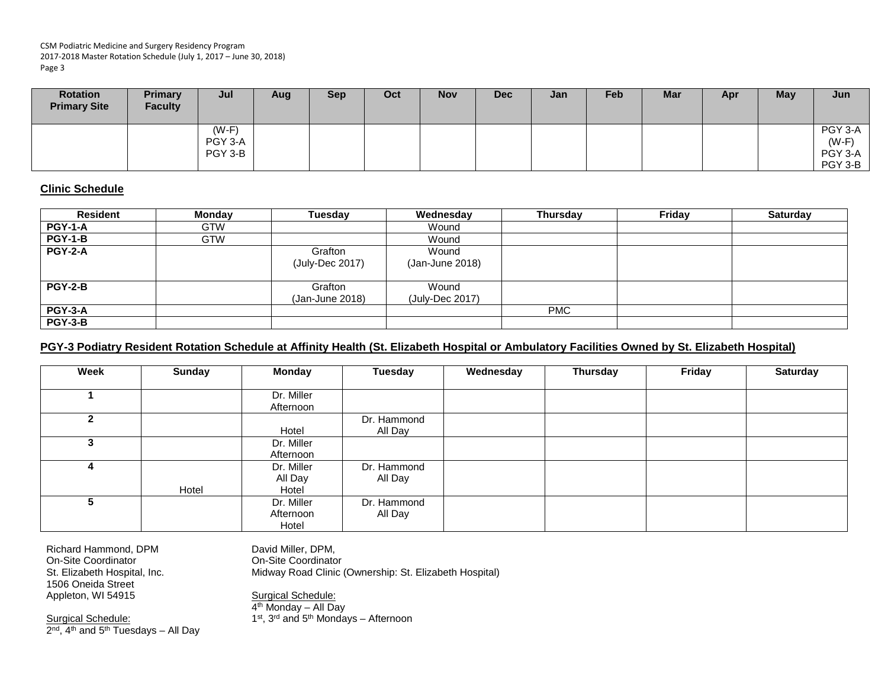| Rotation Primary Site | Primary Faculty | Jul | Aug | Sep | Oct | Nov | Dec | Jan | Feb | Mar | Apr | May | Jun |
|---|---|---|---|---|---|---|---|---|---|---|---|---|---|
| | | (W-F) PGY 3-A PGY 3-B | | | | | | | | | | | PGY 3-A (W-F) PGY 3-A PGY 3-B |

## Clinic Schedule

| Resident | Monday | Tuesday | Wednesday | Thursday | Friday | Saturday |
|---|---|---|---|---|---|---|
| PGY-1-A | GTW | | Wound | | | |
| PGY-1-B | GTW | | Wound | | | |
| PGY-2-A | | Grafton (July-Dec 2017) | Wound (Jan-June 2018) | | | |
| PGY-2-B | | Grafton (Jan-June 2018) | Wound (July-Dec 2017) | | | |
| PGY-3-A | | | | PMC | | |
| PGY-3-B | | | | | | |

## PGY-3 Podiatry Resident Rotation Schedule at Affinity Health (St. Elizabeth Hospital or Ambulatory Facilities Owned by St. Elizabeth Hospital)

| Week | Sunday | Monday | Tuesday | Wednesday | Thursday | Friday | Saturday |
|---|---|---|---|---|---|---|---|
| 1 | | Dr. Miller Afternoon | | | | | |
| 2 | | Hotel | Dr. Hammond All Day | | | | |
| 3 | | Dr. Miller Afternoon | | | | | |
| 4 | Hotel | Dr. Miller All Day Hotel | Dr. Hammond All Day | | | | |
| 5 | | Dr. Miller Afternoon Hotel | Dr. Hammond All Day | | | | |

Richard Hammond, DPM
On-Site Coordinator
St. Elizabeth Hospital, Inc.
1506 Oneida Street
Appleton, WI 54915

Surgical Schedule:
2nd, 4th and 5th Tuesdays – All Day

David Miller, DPM,
On-Site Coordinator
Midway Road Clinic (Ownership: St. Elizabeth Hospital)

Surgical Schedule:
4th Monday – All Day
1st, 3rd and 5th Mondays – Afternoon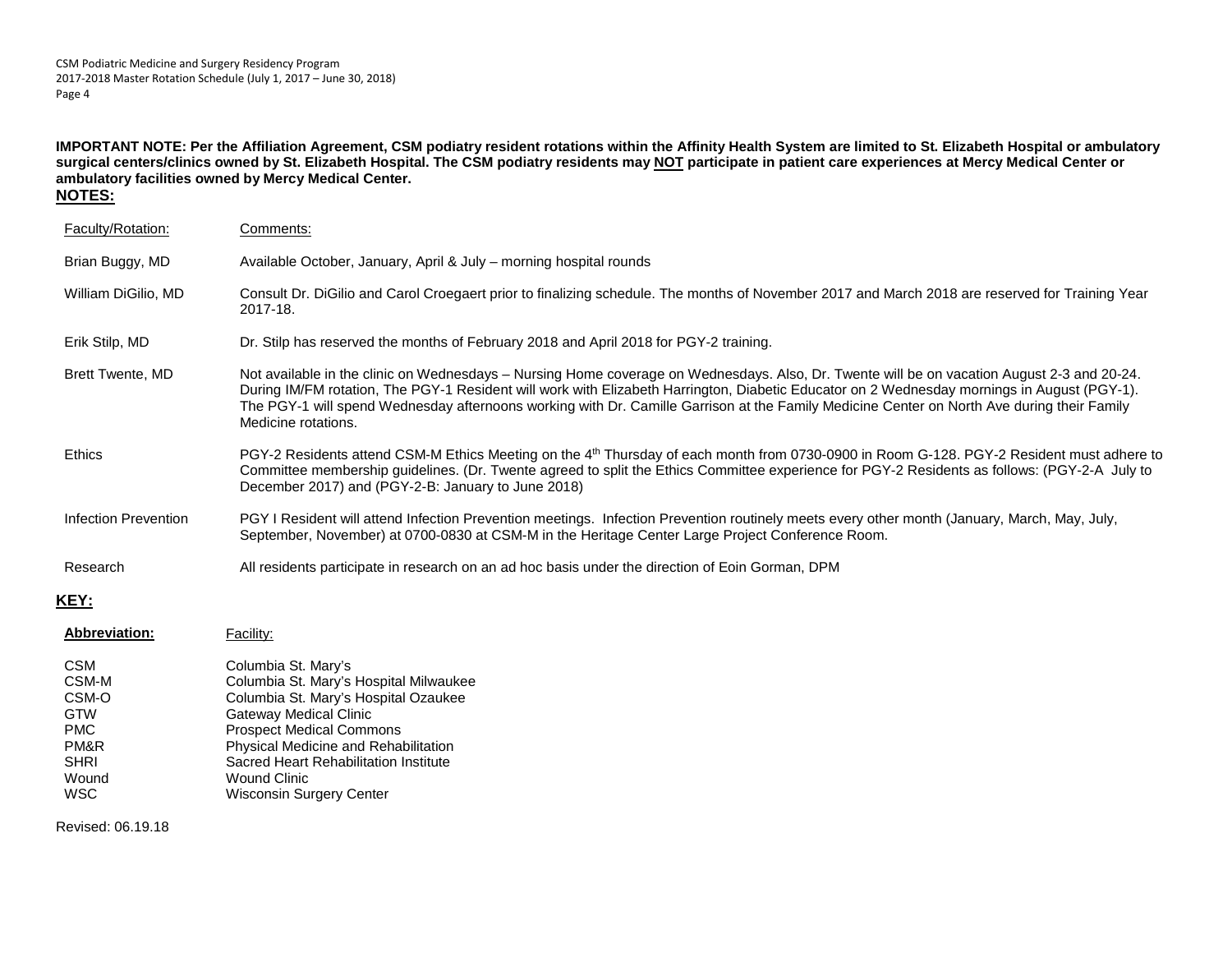**IMPORTANT NOTE: Per the Affiliation Agreement, CSM podiatry resident rotations within the Affinity Health System are limited to St. Elizabeth Hospital or ambulatory surgical centers/clinics owned by St. Elizabeth Hospital. The CSM podiatry residents may NOT participate in patient care experiences at Mercy Medical Center or ambulatory facilities owned by Mercy Medical Center.**

## NOTES:

| Faculty/Rotation: | Comments: |
|---|---|
| Brian Buggy, MD | Available October, January, April & July – morning hospital rounds |
| William DiGilio, MD | Consult Dr. DiGilio and Carol Croegaert prior to finalizing schedule. The months of November 2017 and March 2018 are reserved for Training Year 2017-18. |
| Erik Stilp, MD | Dr. Stilp has reserved the months of February 2018 and April 2018 for PGY-2 training. |
| Brett Twente, MD | Not available in the clinic on Wednesdays – Nursing Home coverage on Wednesdays. Also, Dr. Twente will be on vacation August 2-3 and 20-24. During IM/FM rotation, The PGY-1 Resident will work with Elizabeth Harrington, Diabetic Educator on 2 Wednesday mornings in August (PGY-1). The PGY-1 will spend Wednesday afternoons working with Dr. Camille Garrison at the Family Medicine Center on North Ave during their Family Medicine rotations. |
| Ethics | PGY-2 Residents attend CSM-M Ethics Meeting on the 4th Thursday of each month from 0730-0900 in Room G-128. PGY-2 Resident must adhere to Committee membership guidelines. (Dr. Twente agreed to split the Ethics Committee experience for PGY-2 Residents as follows: (PGY-2-A July to December 2017) and (PGY-2-B: January to June 2018) |
| Infection Prevention | PGY I Resident will attend Infection Prevention meetings. Infection Prevention routinely meets every other month (January, March, May, July, September, November) at 0700-0830 at CSM-M in the Heritage Center Large Project Conference Room. |
| Research | All residents participate in research on an ad hoc basis under the direction of Eoin Gorman, DPM |

## KEY:

| Abbreviation: | Facility: |
|---|---|
| CSM | Columbia St. Mary's |
| CSM-M | Columbia St. Mary's Hospital Milwaukee |
| CSM-O | Columbia St. Mary's Hospital Ozaukee |
| GTW | Gateway Medical Clinic |
| PMC | Prospect Medical Commons |
| PM&R | Physical Medicine and Rehabilitation |
| SHRI | Sacred Heart Rehabilitation Institute |
| Wound | Wound Clinic |
| WSC | Wisconsin Surgery Center |

Revised: 06.19.18